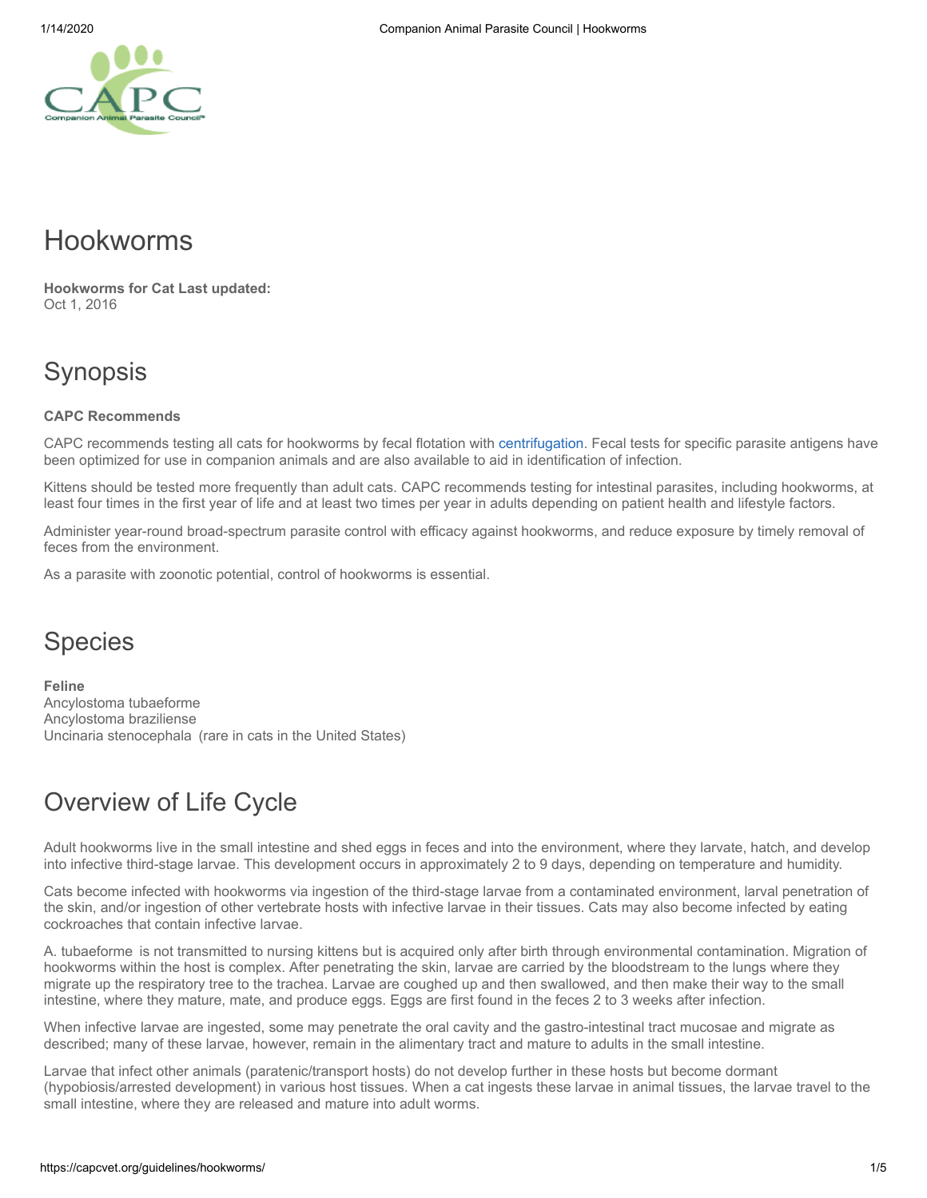# Hookworms

**Hookworms for Cat Last updated:**
Oct 1, 2016

## Synopsis

**CAPC Recommends**

CAPC recommends testing all cats for hookworms by fecal flotation with centrifugation. Fecal tests for specific parasite antigens have been optimized for use in companion animals and are also available to aid in identification of infection.

Kittens should be tested more frequently than adult cats. CAPC recommends testing for intestinal parasites, including hookworms, at least four times in the first year of life and at least two times per year in adults depending on patient health and lifestyle factors.

Administer year-round broad-spectrum parasite control with efficacy against hookworms, and reduce exposure by timely removal of feces from the environment.

As a parasite with zoonotic potential, control of hookworms is essential.

## Species

**Feline**
Ancylostoma tubaeforme
Ancylostoma braziliense
Uncinaria stenocephala (rare in cats in the United States)

## Overview of Life Cycle

Adult hookworms live in the small intestine and shed eggs in feces and into the environment, where they larvate, hatch, and develop into infective third-stage larvae. This development occurs in approximately 2 to 9 days, depending on temperature and humidity.

Cats become infected with hookworms via ingestion of the third-stage larvae from a contaminated environment, larval penetration of the skin, and/or ingestion of other vertebrate hosts with infective larvae in their tissues. Cats may also become infected by eating cockroaches that contain infective larvae.

A. tubaeforme is not transmitted to nursing kittens but is acquired only after birth through environmental contamination. Migration of hookworms within the host is complex. After penetrating the skin, larvae are carried by the bloodstream to the lungs where they migrate up the respiratory tree to the trachea. Larvae are coughed up and then swallowed, and then make their way to the small intestine, where they mature, mate, and produce eggs. Eggs are first found in the feces 2 to 3 weeks after infection.

When infective larvae are ingested, some may penetrate the oral cavity and the gastro-intestinal tract mucosae and migrate as described; many of these larvae, however, remain in the alimentary tract and mature to adults in the small intestine.

Larvae that infect other animals (paratenic/transport hosts) do not develop further in these hosts but become dormant (hypobiosis/arrested development) in various host tissues. When a cat ingests these larvae in animal tissues, the larvae travel to the small intestine, where they are released and mature into adult worms.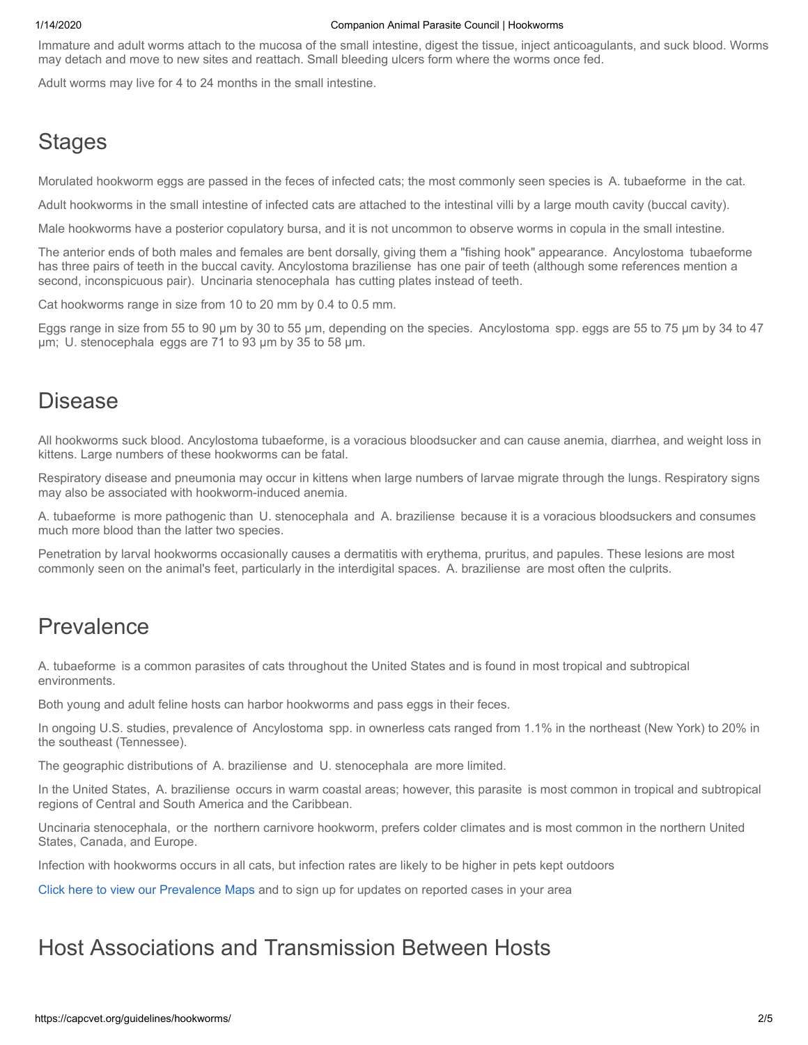Immature and adult worms attach to the mucosa of the small intestine, digest the tissue, inject anticoagulants, and suck blood. Worms may detach and move to new sites and reattach. Small bleeding ulcers form where the worms once fed.

Adult worms may live for 4 to 24 months in the small intestine.

## Stages

Morulated hookworm eggs are passed in the feces of infected cats; the most commonly seen species is *A. tubaeforme* in the cat.

Adult hookworms in the small intestine of infected cats are attached to the intestinal villi by a large mouth cavity (buccal cavity).

Male hookworms have a posterior copulatory bursa, and it is not uncommon to observe worms in copula in the small intestine.

The anterior ends of both males and females are bent dorsally, giving them a "fishing hook" appearance. *Ancylostoma tubaeforme* has three pairs of teeth in the buccal cavity. *Ancylostoma braziliense* has one pair of teeth (although some references mention a second, inconspicuous pair). *Uncinaria stenocephala* has cutting plates instead of teeth.

Cat hookworms range in size from 10 to 20 mm by 0.4 to 0.5 mm.

Eggs range in size from 55 to 90 µm by 30 to 55 µm, depending on the species. *Ancylostoma* spp. eggs are 55 to 75 µm by 34 to 47 µm; *U. stenocephala* eggs are 71 to 93 µm by 35 to 58 µm.

## Disease

All hookworms suck blood. Ancylostoma tubaeforme, is a voracious bloodsucker and can cause anemia, diarrhea, and weight loss in kittens. Large numbers of these hookworms can be fatal.

Respiratory disease and pneumonia may occur in kittens when large numbers of larvae migrate through the lungs. Respiratory signs may also be associated with hookworm-induced anemia.

*A. tubaeforme* is more pathogenic than *U. stenocephala* and *A. braziliense* because it is a voracious bloodsuckers and consumes much more blood than the latter two species.

Penetration by larval hookworms occasionally causes a dermatitis with erythema, pruritus, and papules. These lesions are most commonly seen on the animal's feet, particularly in the interdigital spaces. *A. braziliense* are most often the culprits.

## Prevalence

*A. tubaeforme* is a common parasites of cats throughout the United States and is found in most tropical and subtropical environments.

Both young and adult feline hosts can harbor hookworms and pass eggs in their feces.

In ongoing U.S. studies, prevalence of *Ancylostoma* spp. in ownerless cats ranged from 1.1% in the northeast (New York) to 20% in the southeast (Tennessee).

The geographic distributions of *A. braziliense* and *U. stenocephala* are more limited.

In the United States, *A. braziliense* occurs in warm coastal areas; however, this parasite is most common in tropical and subtropical regions of Central and South America and the Caribbean.

*Uncinaria stenocephala*, or the northern carnivore hookworm, prefers colder climates and is most common in the northern United States, Canada, and Europe.

Infection with hookworms occurs in all cats, but infection rates are likely to be higher in pets kept outdoors

Click here to view our Prevalence Maps and to sign up for updates on reported cases in your area

## Host Associations and Transmission Between Hosts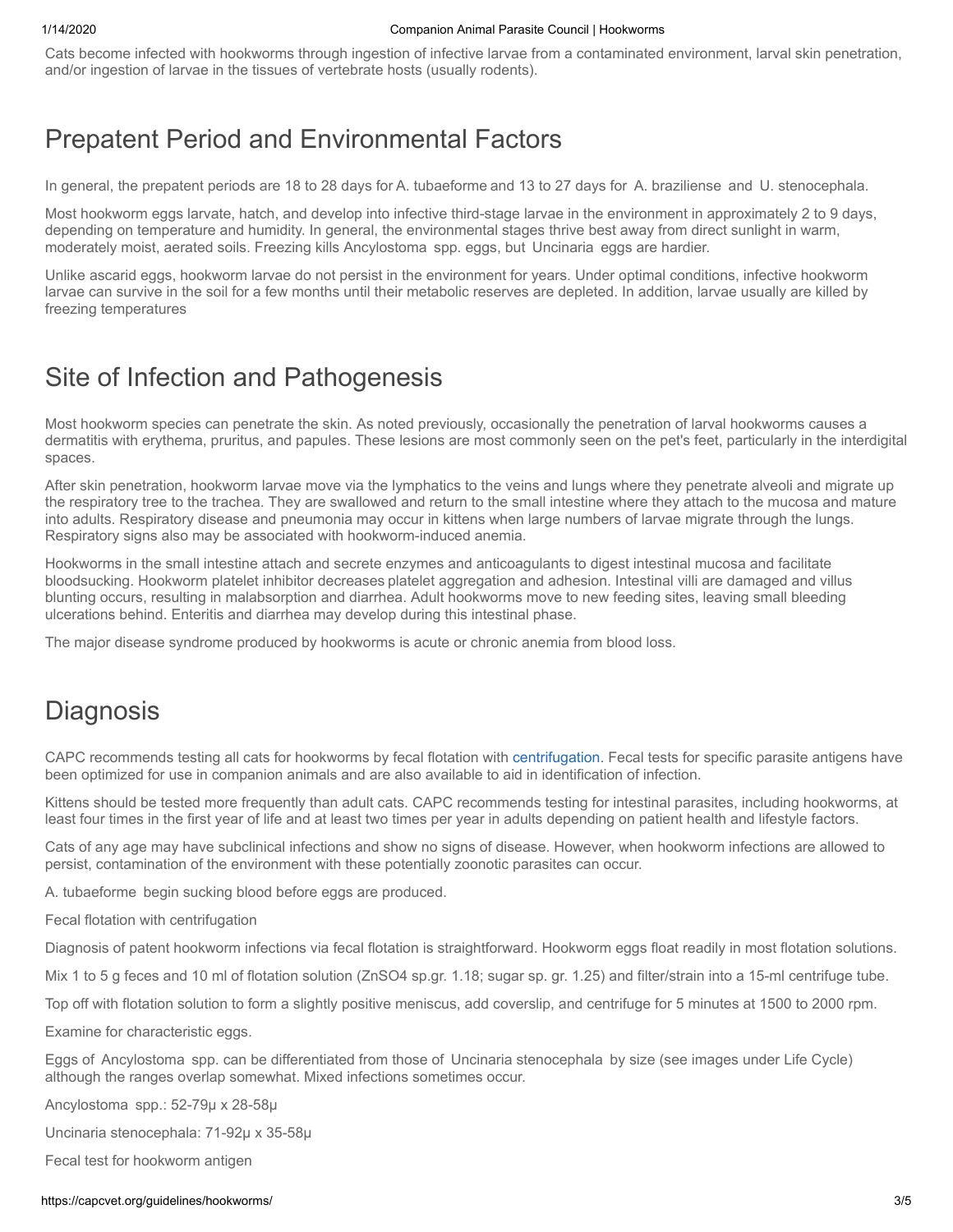Cats become infected with hookworms through ingestion of infective larvae from a contaminated environment, larval skin penetration, and/or ingestion of larvae in the tissues of vertebrate hosts (usually rodents).

## Prepatent Period and Environmental Factors

In general, the prepatent periods are 18 to 28 days for A. tubaeforme and 13 to 27 days for A. braziliense and U. stenocephala.

Most hookworm eggs larvate, hatch, and develop into infective third-stage larvae in the environment in approximately 2 to 9 days, depending on temperature and humidity. In general, the environmental stages thrive best away from direct sunlight in warm, moderately moist, aerated soils. Freezing kills Ancylostoma spp. eggs, but Uncinaria eggs are hardier.

Unlike ascarid eggs, hookworm larvae do not persist in the environment for years. Under optimal conditions, infective hookworm larvae can survive in the soil for a few months until their metabolic reserves are depleted. In addition, larvae usually are killed by freezing temperatures

## Site of Infection and Pathogenesis

Most hookworm species can penetrate the skin. As noted previously, occasionally the penetration of larval hookworms causes a dermatitis with erythema, pruritus, and papules. These lesions are most commonly seen on the pet's feet, particularly in the interdigital spaces.

After skin penetration, hookworm larvae move via the lymphatics to the veins and lungs where they penetrate alveoli and migrate up the respiratory tree to the trachea. They are swallowed and return to the small intestine where they attach to the mucosa and mature into adults. Respiratory disease and pneumonia may occur in kittens when large numbers of larvae migrate through the lungs. Respiratory signs also may be associated with hookworm-induced anemia.

Hookworms in the small intestine attach and secrete enzymes and anticoagulants to digest intestinal mucosa and facilitate bloodsucking. Hookworm platelet inhibitor decreases platelet aggregation and adhesion. Intestinal villi are damaged and villus blunting occurs, resulting in malabsorption and diarrhea. Adult hookworms move to new feeding sites, leaving small bleeding ulcerations behind. Enteritis and diarrhea may develop during this intestinal phase.

The major disease syndrome produced by hookworms is acute or chronic anemia from blood loss.

## Diagnosis

CAPC recommends testing all cats for hookworms by fecal flotation with centrifugation. Fecal tests for specific parasite antigens have been optimized for use in companion animals and are also available to aid in identification of infection.

Kittens should be tested more frequently than adult cats. CAPC recommends testing for intestinal parasites, including hookworms, at least four times in the first year of life and at least two times per year in adults depending on patient health and lifestyle factors.

Cats of any age may have subclinical infections and show no signs of disease. However, when hookworm infections are allowed to persist, contamination of the environment with these potentially zoonotic parasites can occur.

A. tubaeforme begin sucking blood before eggs are produced.

Fecal flotation with centrifugation

Diagnosis of patent hookworm infections via fecal flotation is straightforward. Hookworm eggs float readily in most flotation solutions.

Mix 1 to 5 g feces and 10 ml of flotation solution ($ZnSO_4$ sp.gr. 1.18; sugar sp. gr. 1.25) and filter/strain into a 15-ml centrifuge tube.

Top off with flotation solution to form a slightly positive meniscus, add coverslip, and centrifuge for 5 minutes at 1500 to 2000 rpm.

Examine for characteristic eggs.

Eggs of Ancylostoma spp. can be differentiated from those of Uncinaria stenocephala by size (see images under Life Cycle) although the ranges overlap somewhat. Mixed infections sometimes occur.

Ancylostoma spp.: 52-79µ x 28-58µ

Uncinaria stenocephala: 71-92µ x 35-58µ

Fecal test for hookworm antigen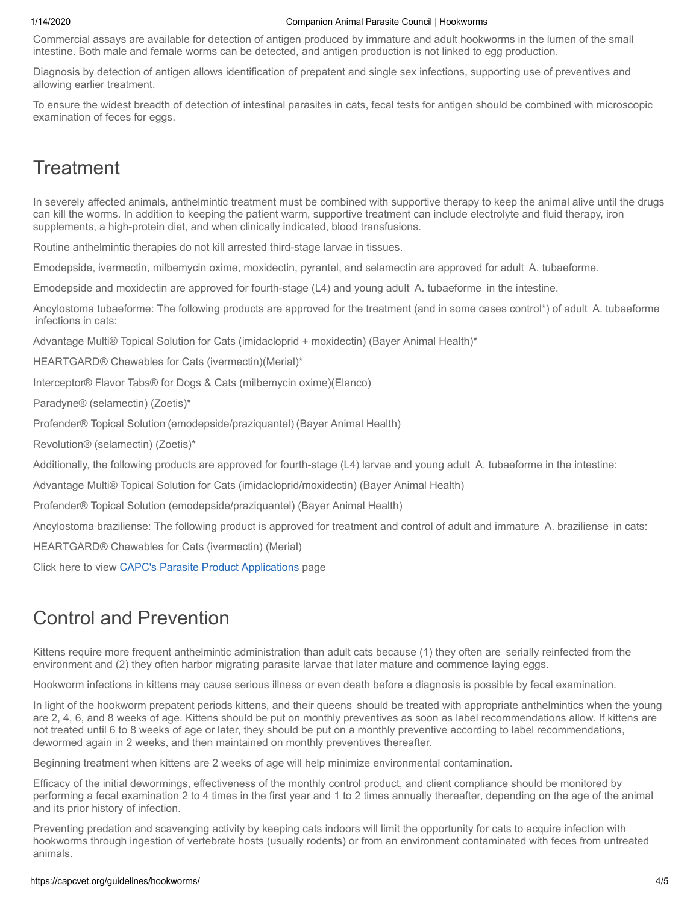Commercial assays are available for detection of antigen produced by immature and adult hookworms in the lumen of the small intestine. Both male and female worms can be detected, and antigen production is not linked to egg production.

Diagnosis by detection of antigen allows identification of prepatent and single sex infections, supporting use of preventives and allowing earlier treatment.

To ensure the widest breadth of detection of intestinal parasites in cats, fecal tests for antigen should be combined with microscopic examination of feces for eggs.

## Treatment

In severely affected animals, anthelmintic treatment must be combined with supportive therapy to keep the animal alive until the drugs can kill the worms. In addition to keeping the patient warm, supportive treatment can include electrolyte and fluid therapy, iron supplements, a high-protein diet, and when clinically indicated, blood transfusions.

Routine anthelmintic therapies do not kill arrested third-stage larvae in tissues.

Emodepside, ivermectin, milbemycin oxime, moxidectin, pyrantel, and selamectin are approved for adult *A. tubaeforme*.

Emodepside and moxidectin are approved for fourth-stage (L4) and young adult *A. tubaeforme* in the intestine.

Ancylostoma tubaeforme: The following products are approved for the treatment (and in some cases control*) of adult *A. tubaeforme* infections in cats:

Advantage Multi® Topical Solution for Cats (imidacloprid + moxidectin) (Bayer Animal Health)*

HEARTGARD® Chewables for Cats (ivermectin)(Merial)*

Interceptor® Flavor Tabs® for Dogs & Cats (milbemycin oxime)(Elanco)

Paradyne® (selamectin) (Zoetis)*

Profender® Topical Solution (emodepside/praziquantel) (Bayer Animal Health)

Revolution® (selamectin) (Zoetis)*

Additionally, the following products are approved for fourth-stage (L4) larvae and young adult *A. tubaeforme* in the intestine:

Advantage Multi® Topical Solution for Cats (imidacloprid/moxidectin) (Bayer Animal Health)

Profender® Topical Solution (emodepside/praziquantel) (Bayer Animal Health)

Ancylostoma braziliense: The following product is approved for treatment and control of adult and immature *A. braziliense* in cats:

HEARTGARD® Chewables for Cats (ivermectin) (Merial)

Click here to view CAPC's Parasite Product Applications page

## Control and Prevention

Kittens require more frequent anthelmintic administration than adult cats because (1) they often are serially reinfected from the environment and (2) they often harbor migrating parasite larvae that later mature and commence laying eggs.

Hookworm infections in kittens may cause serious illness or even death before a diagnosis is possible by fecal examination.

In light of the hookworm prepatent periods kittens, and their queens should be treated with appropriate anthelmintics when the young are 2, 4, 6, and 8 weeks of age. Kittens should be put on monthly preventives as soon as label recommendations allow. If kittens are not treated until 6 to 8 weeks of age or later, they should be put on a monthly preventive according to label recommendations, dewormed again in 2 weeks, and then maintained on monthly preventives thereafter.

Beginning treatment when kittens are 2 weeks of age will help minimize environmental contamination.

Efficacy of the initial dewormings, effectiveness of the monthly control product, and client compliance should be monitored by performing a fecal examination 2 to 4 times in the first year and 1 to 2 times annually thereafter, depending on the age of the animal and its prior history of infection.

Preventing predation and scavenging activity by keeping cats indoors will limit the opportunity for cats to acquire infection with hookworms through ingestion of vertebrate hosts (usually rodents) or from an environment contaminated with feces from untreated animals.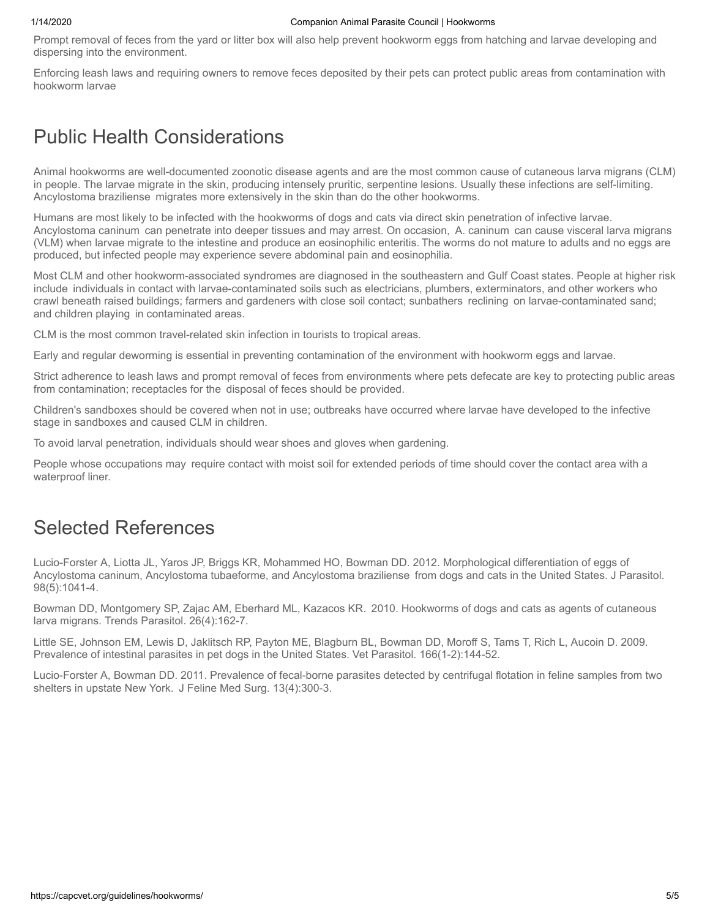Prompt removal of feces from the yard or litter box will also help prevent hookworm eggs from hatching and larvae developing and dispersing into the environment.

Enforcing leash laws and requiring owners to remove feces deposited by their pets can protect public areas from contamination with hookworm larvae

## Public Health Considerations

Animal hookworms are well-documented zoonotic disease agents and are the most common cause of cutaneous larva migrans (CLM) in people. The larvae migrate in the skin, producing intensely pruritic, serpentine lesions. Usually these infections are self-limiting. Ancylostoma braziliense migrates more extensively in the skin than do the other hookworms.

Humans are most likely to be infected with the hookworms of dogs and cats via direct skin penetration of infective larvae. Ancylostoma caninum can penetrate into deeper tissues and may arrest. On occasion, A. caninum can cause visceral larva migrans (VLM) when larvae migrate to the intestine and produce an eosinophilic enteritis. The worms do not mature to adults and no eggs are produced, but infected people may experience severe abdominal pain and eosinophilia.

Most CLM and other hookworm-associated syndromes are diagnosed in the southeastern and Gulf Coast states. People at higher risk include individuals in contact with larvae-contaminated soils such as electricians, plumbers, exterminators, and other workers who crawl beneath raised buildings; farmers and gardeners with close soil contact; sunbathers reclining on larvae-contaminated sand; and children playing in contaminated areas.

CLM is the most common travel-related skin infection in tourists to tropical areas.

Early and regular deworming is essential in preventing contamination of the environment with hookworm eggs and larvae.

Strict adherence to leash laws and prompt removal of feces from environments where pets defecate are key to protecting public areas from contamination; receptacles for the disposal of feces should be provided.

Children's sandboxes should be covered when not in use; outbreaks have occurred where larvae have developed to the infective stage in sandboxes and caused CLM in children.

To avoid larval penetration, individuals should wear shoes and gloves when gardening.

People whose occupations may require contact with moist soil for extended periods of time should cover the contact area with a waterproof liner.

## Selected References

Lucio-Forster A, Liotta JL, Yaros JP, Briggs KR, Mohammed HO, Bowman DD. 2012. Morphological differentiation of eggs of Ancylostoma caninum, Ancylostoma tubaeforme, and Ancylostoma braziliense from dogs and cats in the United States. J Parasitol. 98(5):1041-4.

Bowman DD, Montgomery SP, Zajac AM, Eberhard ML, Kazacos KR. 2010. Hookworms of dogs and cats as agents of cutaneous larva migrans. Trends Parasitol. 26(4):162-7.

Little SE, Johnson EM, Lewis D, Jaklitsch RP, Payton ME, Blagburn BL, Bowman DD, Moroff S, Tams T, Rich L, Aucoin D. 2009. Prevalence of intestinal parasites in pet dogs in the United States. Vet Parasitol. 166(1-2):144-52.

Lucio-Forster A, Bowman DD. 2011. Prevalence of fecal-borne parasites detected by centrifugal flotation in feline samples from two shelters in upstate New York. J Feline Med Surg. 13(4):300-3.